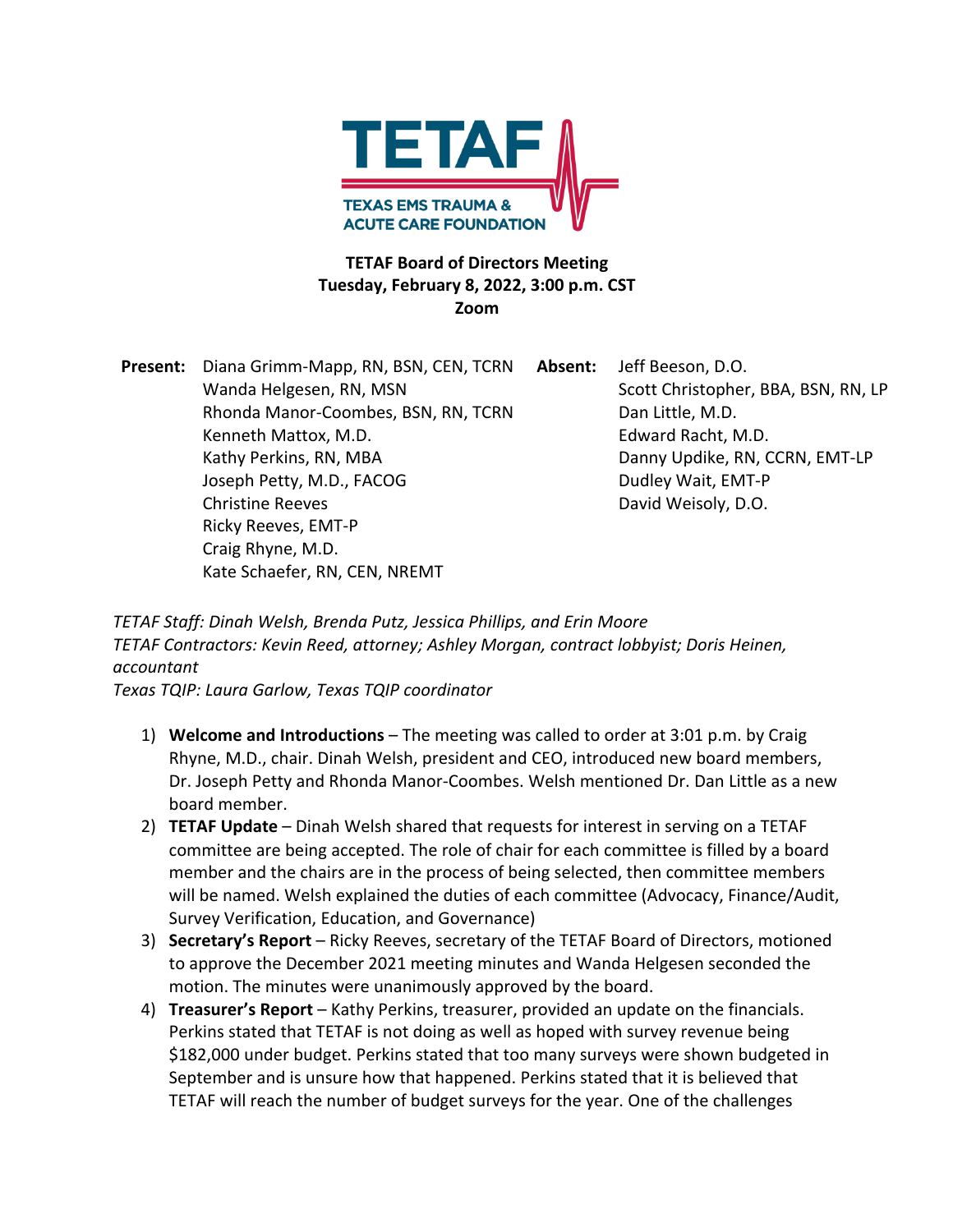TETAF

TEXAS EMS TRAUMA & ACUTE CARE FOUNDATION

**TETAF Board of Directors Meeting**
**Tuesday, February 8, 2022, 3:00 p.m. CST**
**Zoom**

| **Present:** | **Absent:** |
|---|---|
| Diana Grimm-Mapp, RN, BSN, CEN, TCRN | Jeff Beeson, D.O. |
| Wanda Helgesen, RN, MSN | Scott Christopher, BBA, BSN, RN, LP |
| Rhonda Manor-Coombes, BSN, RN, TCRN | Dan Little, M.D. |
| Kenneth Mattox, M.D. | Edward Racht, M.D. |
| Kathy Perkins, RN, MBA | Danny Updike, RN, CCRN, EMT-LP |
| Joseph Petty, M.D., FACOG | Dudley Wait, EMT-P |
| Christine Reeves | David Weisoly, D.O. |
| Ricky Reeves, EMT-P | |
| Craig Rhyne, M.D. | |
| Kate Schaefer, RN, CEN, NREMT | |

*TETAF Staff: Dinah Welsh, Brenda Putz, Jessica Phillips, and Erin Moore*
*TETAF Contractors: Kevin Reed, attorney; Ashley Morgan, contract lobbyist; Doris Heinen, accountant*
*Texas TQIP: Laura Garlow, Texas TQIP coordinator*

1) **Welcome and Introductions** – The meeting was called to order at 3:01 p.m. by Craig Rhyne, M.D., chair. Dinah Welsh, president and CEO, introduced new board members, Dr. Joseph Petty and Rhonda Manor-Coombes. Welsh mentioned Dr. Dan Little as a new board member.
2) **TETAF Update** – Dinah Welsh shared that requests for interest in serving on a TETAF committee are being accepted. The role of chair for each committee is filled by a board member and the chairs are in the process of being selected, then committee members will be named. Welsh explained the duties of each committee (Advocacy, Finance/Audit, Survey Verification, Education, and Governance)
3) **Secretary's Report** – Ricky Reeves, secretary of the TETAF Board of Directors, motioned to approve the December 2021 meeting minutes and Wanda Helgesen seconded the motion. The minutes were unanimously approved by the board.
4) **Treasurer's Report** – Kathy Perkins, treasurer, provided an update on the financials. Perkins stated that TETAF is not doing as well as hoped with survey revenue being $182,000 under budget. Perkins stated that too many surveys were shown budgeted in September and is unsure how that happened. Perkins stated that it is believed that TETAF will reach the number of budget surveys for the year. One of the challenges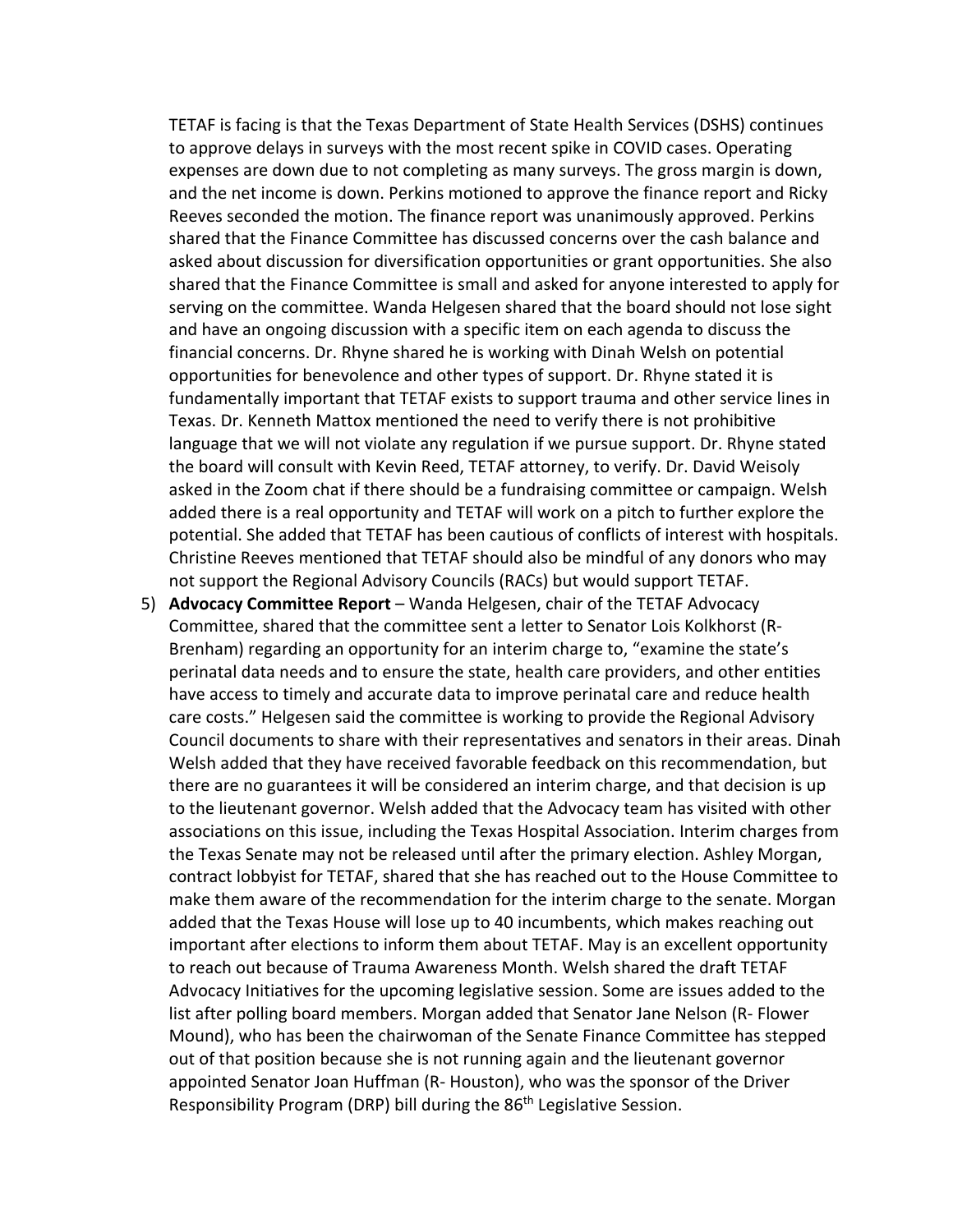TETAF is facing is that the Texas Department of State Health Services (DSHS) continues to approve delays in surveys with the most recent spike in COVID cases. Operating expenses are down due to not completing as many surveys. The gross margin is down, and the net income is down. Perkins motioned to approve the finance report and Ricky Reeves seconded the motion. The finance report was unanimously approved. Perkins shared that the Finance Committee has discussed concerns over the cash balance and asked about discussion for diversification opportunities or grant opportunities. She also shared that the Finance Committee is small and asked for anyone interested to apply for serving on the committee. Wanda Helgesen shared that the board should not lose sight and have an ongoing discussion with a specific item on each agenda to discuss the financial concerns. Dr. Rhyne shared he is working with Dinah Welsh on potential opportunities for benevolence and other types of support. Dr. Rhyne stated it is fundamentally important that TETAF exists to support trauma and other service lines in Texas. Dr. Kenneth Mattox mentioned the need to verify there is not prohibitive language that we will not violate any regulation if we pursue support. Dr. Rhyne stated the board will consult with Kevin Reed, TETAF attorney, to verify. Dr. David Weisoly asked in the Zoom chat if there should be a fundraising committee or campaign. Welsh added there is a real opportunity and TETAF will work on a pitch to further explore the potential. She added that TETAF has been cautious of conflicts of interest with hospitals. Christine Reeves mentioned that TETAF should also be mindful of any donors who may not support the Regional Advisory Councils (RACs) but would support TETAF.

5) **Advocacy Committee Report** – Wanda Helgesen, chair of the TETAF Advocacy Committee, shared that the committee sent a letter to Senator Lois Kolkhorst (R-Brenham) regarding an opportunity for an interim charge to, "examine the state's perinatal data needs and to ensure the state, health care providers, and other entities have access to timely and accurate data to improve perinatal care and reduce health care costs." Helgesen said the committee is working to provide the Regional Advisory Council documents to share with their representatives and senators in their areas. Dinah Welsh added that they have received favorable feedback on this recommendation, but there are no guarantees it will be considered an interim charge, and that decision is up to the lieutenant governor. Welsh added that the Advocacy team has visited with other associations on this issue, including the Texas Hospital Association. Interim charges from the Texas Senate may not be released until after the primary election. Ashley Morgan, contract lobbyist for TETAF, shared that she has reached out to the House Committee to make them aware of the recommendation for the interim charge to the senate. Morgan added that the Texas House will lose up to 40 incumbents, which makes reaching out important after elections to inform them about TETAF. May is an excellent opportunity to reach out because of Trauma Awareness Month. Welsh shared the draft TETAF Advocacy Initiatives for the upcoming legislative session. Some are issues added to the list after polling board members. Morgan added that Senator Jane Nelson (R- Flower Mound), who has been the chairwoman of the Senate Finance Committee has stepped out of that position because she is not running again and the lieutenant governor appointed Senator Joan Huffman (R- Houston), who was the sponsor of the Driver Responsibility Program (DRP) bill during the 86th Legislative Session.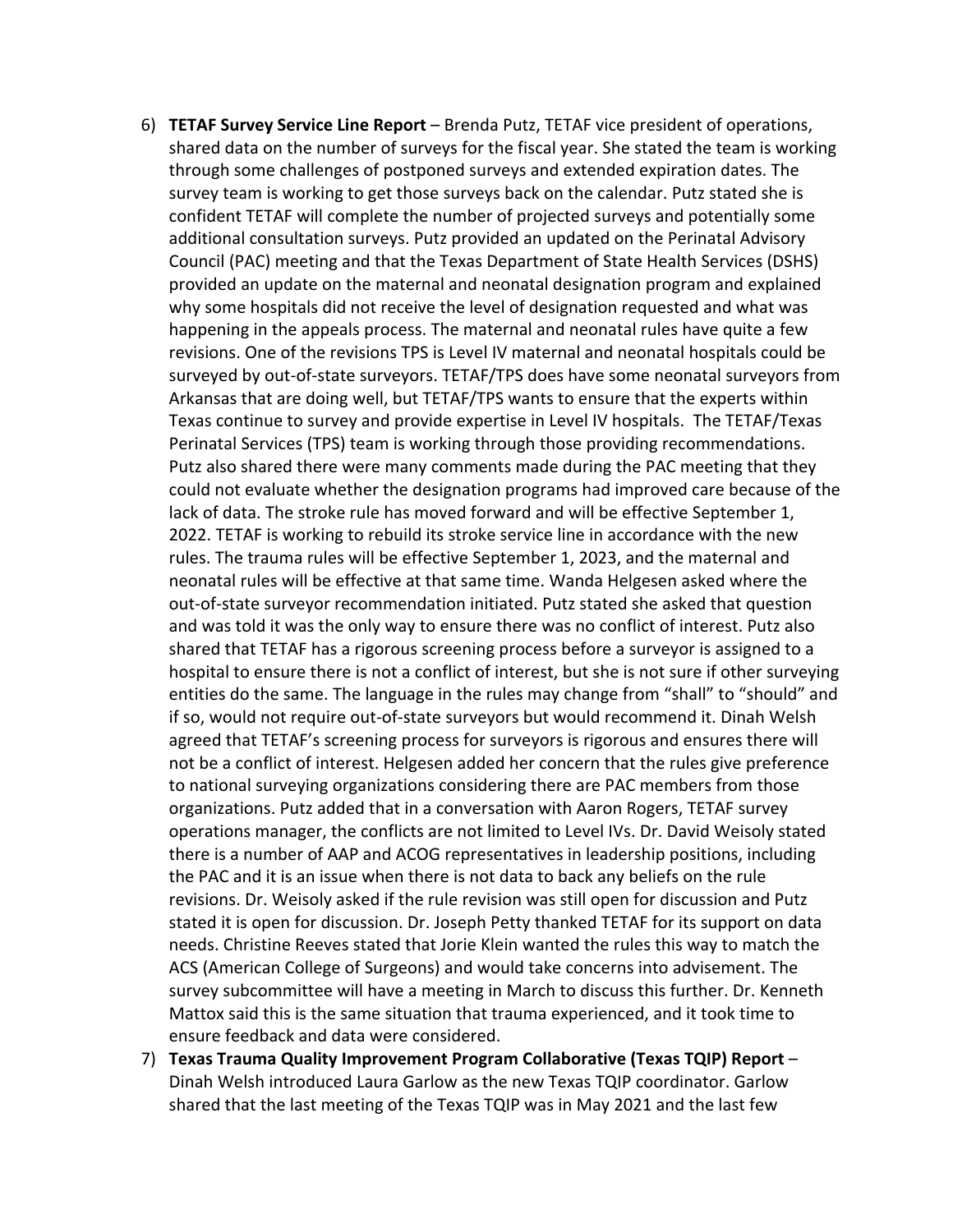6) **TETAF Survey Service Line Report** – Brenda Putz, TETAF vice president of operations, shared data on the number of surveys for the fiscal year. She stated the team is working through some challenges of postponed surveys and extended expiration dates. The survey team is working to get those surveys back on the calendar. Putz stated she is confident TETAF will complete the number of projected surveys and potentially some additional consultation surveys. Putz provided an updated on the Perinatal Advisory Council (PAC) meeting and that the Texas Department of State Health Services (DSHS) provided an update on the maternal and neonatal designation program and explained why some hospitals did not receive the level of designation requested and what was happening in the appeals process. The maternal and neonatal rules have quite a few revisions. One of the revisions TPS is Level IV maternal and neonatal hospitals could be surveyed by out-of-state surveyors. TETAF/TPS does have some neonatal surveyors from Arkansas that are doing well, but TETAF/TPS wants to ensure that the experts within Texas continue to survey and provide expertise in Level IV hospitals. The TETAF/Texas Perinatal Services (TPS) team is working through those providing recommendations. Putz also shared there were many comments made during the PAC meeting that they could not evaluate whether the designation programs had improved care because of the lack of data. The stroke rule has moved forward and will be effective September 1, 2022. TETAF is working to rebuild its stroke service line in accordance with the new rules. The trauma rules will be effective September 1, 2023, and the maternal and neonatal rules will be effective at that same time. Wanda Helgesen asked where the out-of-state surveyor recommendation initiated. Putz stated she asked that question and was told it was the only way to ensure there was no conflict of interest. Putz also shared that TETAF has a rigorous screening process before a surveyor is assigned to a hospital to ensure there is not a conflict of interest, but she is not sure if other surveying entities do the same. The language in the rules may change from "shall" to "should" and if so, would not require out-of-state surveyors but would recommend it. Dinah Welsh agreed that TETAF's screening process for surveyors is rigorous and ensures there will not be a conflict of interest. Helgesen added her concern that the rules give preference to national surveying organizations considering there are PAC members from those organizations. Putz added that in a conversation with Aaron Rogers, TETAF survey operations manager, the conflicts are not limited to Level IVs. Dr. David Weisoly stated there is a number of AAP and ACOG representatives in leadership positions, including the PAC and it is an issue when there is not data to back any beliefs on the rule revisions. Dr. Weisoly asked if the rule revision was still open for discussion and Putz stated it is open for discussion. Dr. Joseph Petty thanked TETAF for its support on data needs. Christine Reeves stated that Jorie Klein wanted the rules this way to match the ACS (American College of Surgeons) and would take concerns into advisement. The survey subcommittee will have a meeting in March to discuss this further. Dr. Kenneth Mattox said this is the same situation that trauma experienced, and it took time to ensure feedback and data were considered.

7) **Texas Trauma Quality Improvement Program Collaborative (Texas TQIP) Report** – Dinah Welsh introduced Laura Garlow as the new Texas TQIP coordinator. Garlow shared that the last meeting of the Texas TQIP was in May 2021 and the last few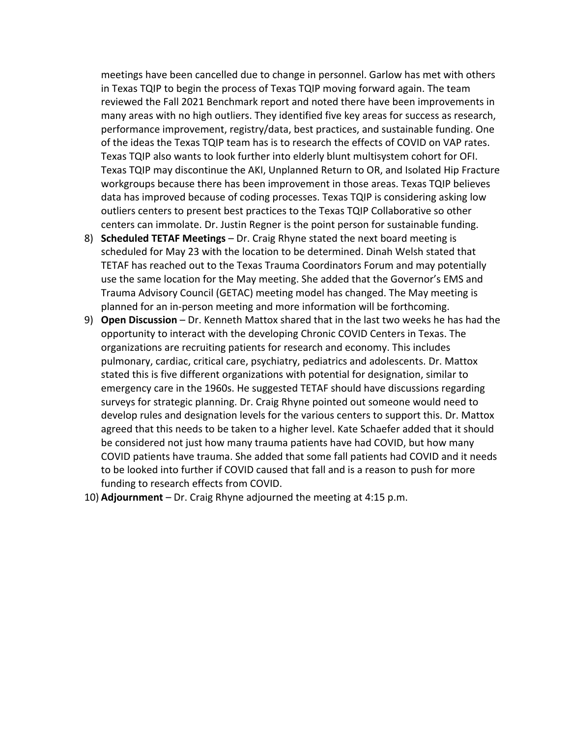meetings have been cancelled due to change in personnel. Garlow has met with others in Texas TQIP to begin the process of Texas TQIP moving forward again. The team reviewed the Fall 2021 Benchmark report and noted there have been improvements in many areas with no high outliers. They identified five key areas for success as research, performance improvement, registry/data, best practices, and sustainable funding. One of the ideas the Texas TQIP team has is to research the effects of COVID on VAP rates. Texas TQIP also wants to look further into elderly blunt multisystem cohort for OFI. Texas TQIP may discontinue the AKI, Unplanned Return to OR, and Isolated Hip Fracture workgroups because there has been improvement in those areas. Texas TQIP believes data has improved because of coding processes. Texas TQIP is considering asking low outliers centers to present best practices to the Texas TQIP Collaborative so other centers can immolate. Dr. Justin Regner is the point person for sustainable funding.

8) **Scheduled TETAF Meetings** – Dr. Craig Rhyne stated the next board meeting is scheduled for May 23 with the location to be determined. Dinah Welsh stated that TETAF has reached out to the Texas Trauma Coordinators Forum and may potentially use the same location for the May meeting. She added that the Governor's EMS and Trauma Advisory Council (GETAC) meeting model has changed. The May meeting is planned for an in-person meeting and more information will be forthcoming.
9) **Open Discussion** – Dr. Kenneth Mattox shared that in the last two weeks he has had the opportunity to interact with the developing Chronic COVID Centers in Texas. The organizations are recruiting patients for research and economy. This includes pulmonary, cardiac, critical care, psychiatry, pediatrics and adolescents. Dr. Mattox stated this is five different organizations with potential for designation, similar to emergency care in the 1960s. He suggested TETAF should have discussions regarding surveys for strategic planning. Dr. Craig Rhyne pointed out someone would need to develop rules and designation levels for the various centers to support this. Dr. Mattox agreed that this needs to be taken to a higher level. Kate Schaefer added that it should be considered not just how many trauma patients have had COVID, but how many COVID patients have trauma. She added that some fall patients had COVID and it needs to be looked into further if COVID caused that fall and is a reason to push for more funding to research effects from COVID.
10) **Adjournment** – Dr. Craig Rhyne adjourned the meeting at 4:15 p.m.